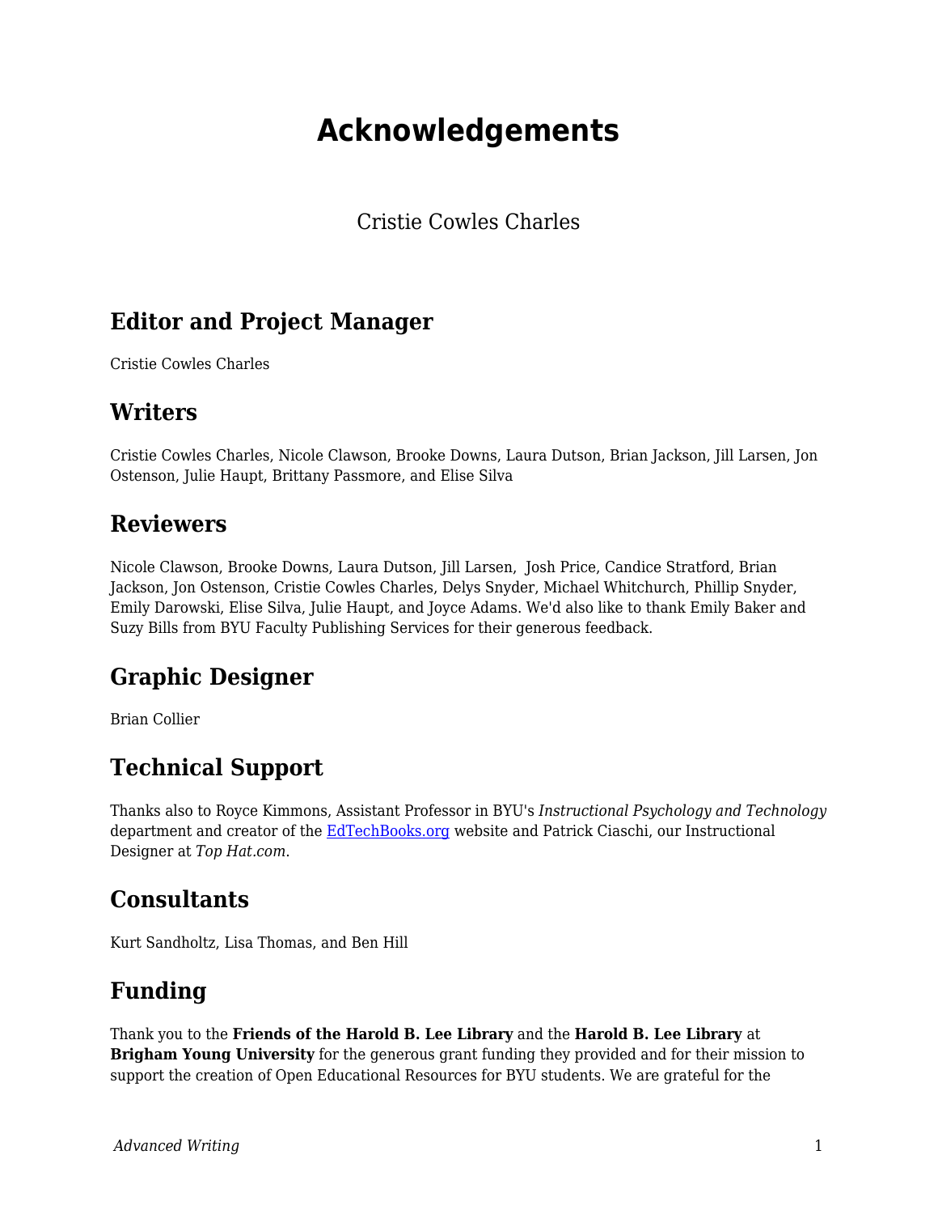# Acknowledgements

Cristie Cowles Charles

## Editor and Project Manager

Cristie Cowles Charles

## Writers

Cristie Cowles Charles, Nicole Clawson, Brooke Downs, Laura Dutson, Brian Jackson, Jill Larsen, Jon Ostenson, Julie Haupt, Brittany Passmore, and Elise Silva

## Reviewers

Nicole Clawson, Brooke Downs, Laura Dutson, Jill Larsen, Josh Price, Candice Stratford, Brian Jackson, Jon Ostenson, Cristie Cowles Charles, Delys Snyder, Michael Whitchurch, Phillip Snyder, Emily Darowski, Elise Silva, Julie Haupt, and Joyce Adams. We'd also like to thank Emily Baker and Suzy Bills from BYU Faculty Publishing Services for their generous feedback.

## Graphic Designer

Brian Collier

## Technical Support

Thanks also to Royce Kimmons, Assistant Professor in BYU's *Instructional Psychology and Technology* department and creator of the [EdTechBooks.org](EdTechBooks.org) website and Patrick Ciaschi, our Instructional Designer at *Top Hat.com*.

## Consultants

Kurt Sandholtz, Lisa Thomas, and Ben Hill

## Funding

Thank you to the **Friends of the Harold B. Lee Library** and the **Harold B. Lee Library** at **Brigham Young University** for the generous grant funding they provided and for their mission to support the creation of Open Educational Resources for BYU students. We are grateful for the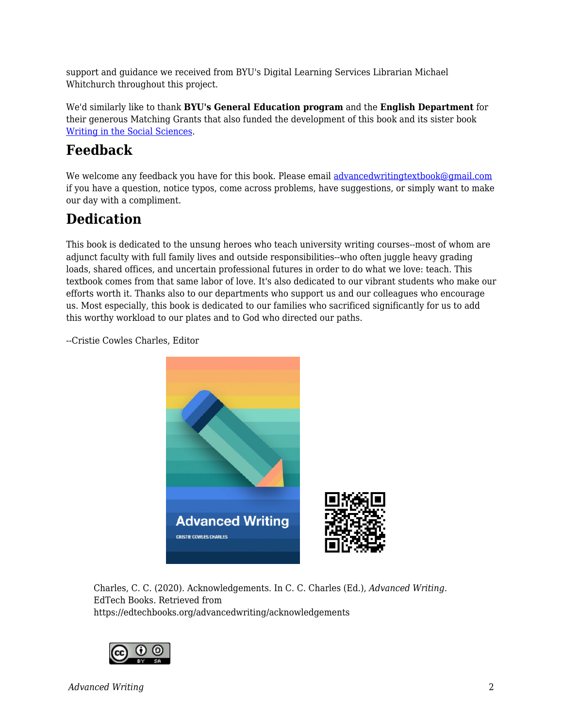support and guidance we received from BYU's Digital Learning Services Librarian Michael Whitchurch throughout this project.

We'd similarly like to thank **BYU's General Education program** and the **English Department** for their generous Matching Grants that also funded the development of this book and its sister book [Writing in the Social Sciences](https://edtechbooks.org/writing).

## Feedback

We welcome any feedback you have for this book. Please email [advancedwritingtextbook@gmail.com](mailto:advancedwritingtextbook@gmail.com) if you have a question, notice typos, come across problems, have suggestions, or simply want to make our day with a compliment.

## Dedication

This book is dedicated to the unsung heroes who teach university writing courses--most of whom are adjunct faculty with full family lives and outside responsibilities--who often juggle heavy grading loads, shared offices, and uncertain professional futures in order to do what we love: teach. This textbook comes from that same labor of love. It's also dedicated to our vibrant students who make our efforts worth it. Thanks also to our departments who support us and our colleagues who encourage us. Most especially, this book is dedicated to our families who sacrificed significantly for us to add this worthy workload to our plates and to God who directed our paths.

--Cristie Cowles Charles, Editor

Charles, C. C. (2020). Acknowledgements. In C. C. Charles (Ed.), *Advanced Writing*. EdTech Books. Retrieved from https://edtechbooks.org/advancedwriting/acknowledgements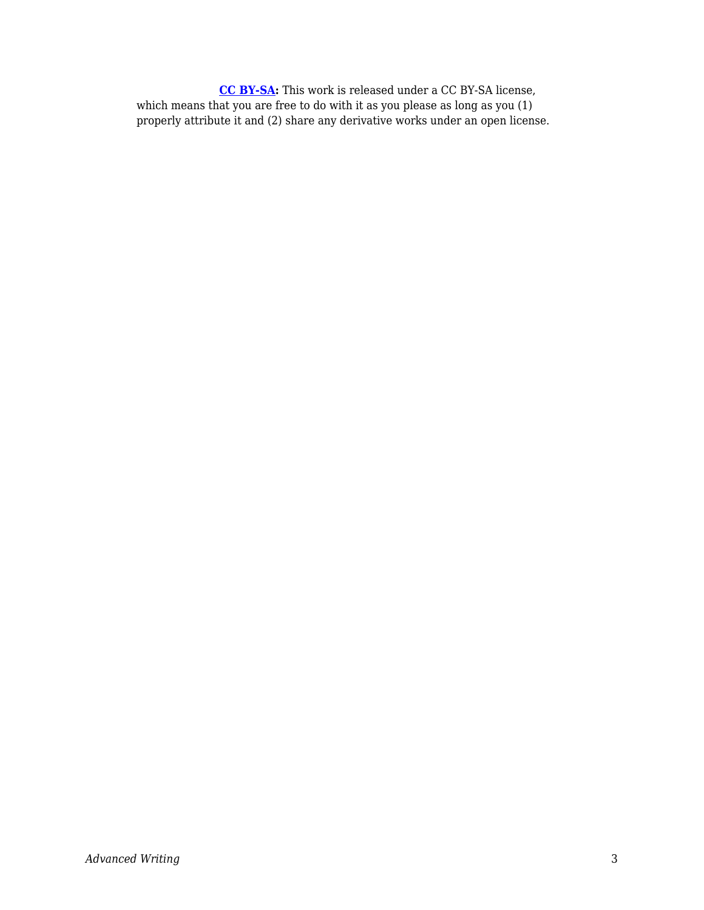**CC BY-SA:** This work is released under a CC BY-SA license, which means that you are free to do with it as you please as long as you (1) properly attribute it and (2) share any derivative works under an open license.